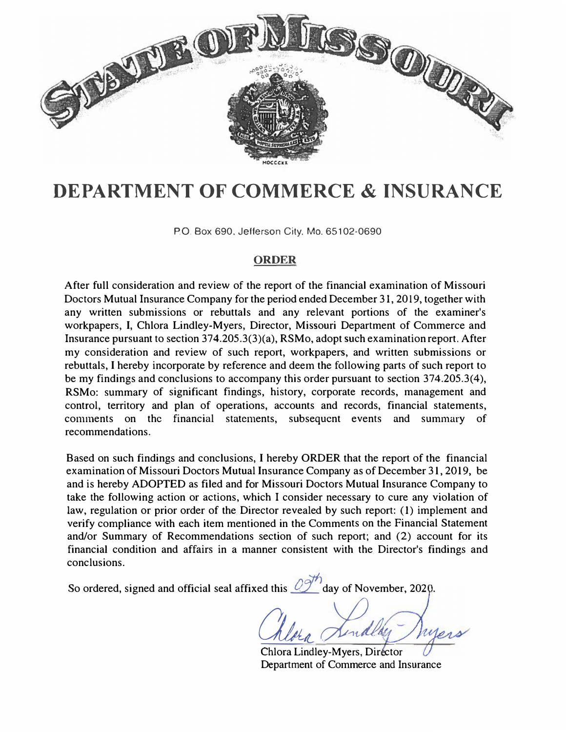# STATE OF MISSOURI

# DEPARTMENT OF COMMERCE & INSURANCE

P.O. Box 690, Jefferson City, Mo. 65102-0690

## ORDER

After full consideration and review of the report of the financial examination of Missouri Doctors Mutual Insurance Company for the period ended December 31, 2019, together with any written submissions or rebuttals and any relevant portions of the examiner's workpapers, I, Chlora Lindley-Myers, Director, Missouri Department of Commerce and Insurance pursuant to section 374.205.3(3)(a), RSMo, adopt such examination report. After my consideration and review of such report, workpapers, and written submissions or rebuttals, I hereby incorporate by reference and deem the following parts of such report to be my findings and conclusions to accompany this order pursuant to section 374.205.3(4), RSMo: summary of significant findings, history, corporate records, management and control, territory and plan of operations, accounts and records, financial statements, comments on the financial statements, subsequent events and summary of recommendations.

Based on such findings and conclusions, I hereby ORDER that the report of the financial examination of Missouri Doctors Mutual Insurance Company as of December 31, 2019, be and is hereby ADOPTED as filed and for Missouri Doctors Mutual Insurance Company to take the following action or actions, which I consider necessary to cure any violation of law, regulation or prior order of the Director revealed by such report: (1) implement and verify compliance with each item mentioned in the Comments on the Financial Statement and/or Summary of Recommendations section of such report; and (2) account for its financial condition and affairs in a manner consistent with the Director's findings and conclusions.

So ordered, signed and official seal affixed this 09th day of November, 2020.

Chlora Lindley-Myers, Director
Department of Commerce and Insurance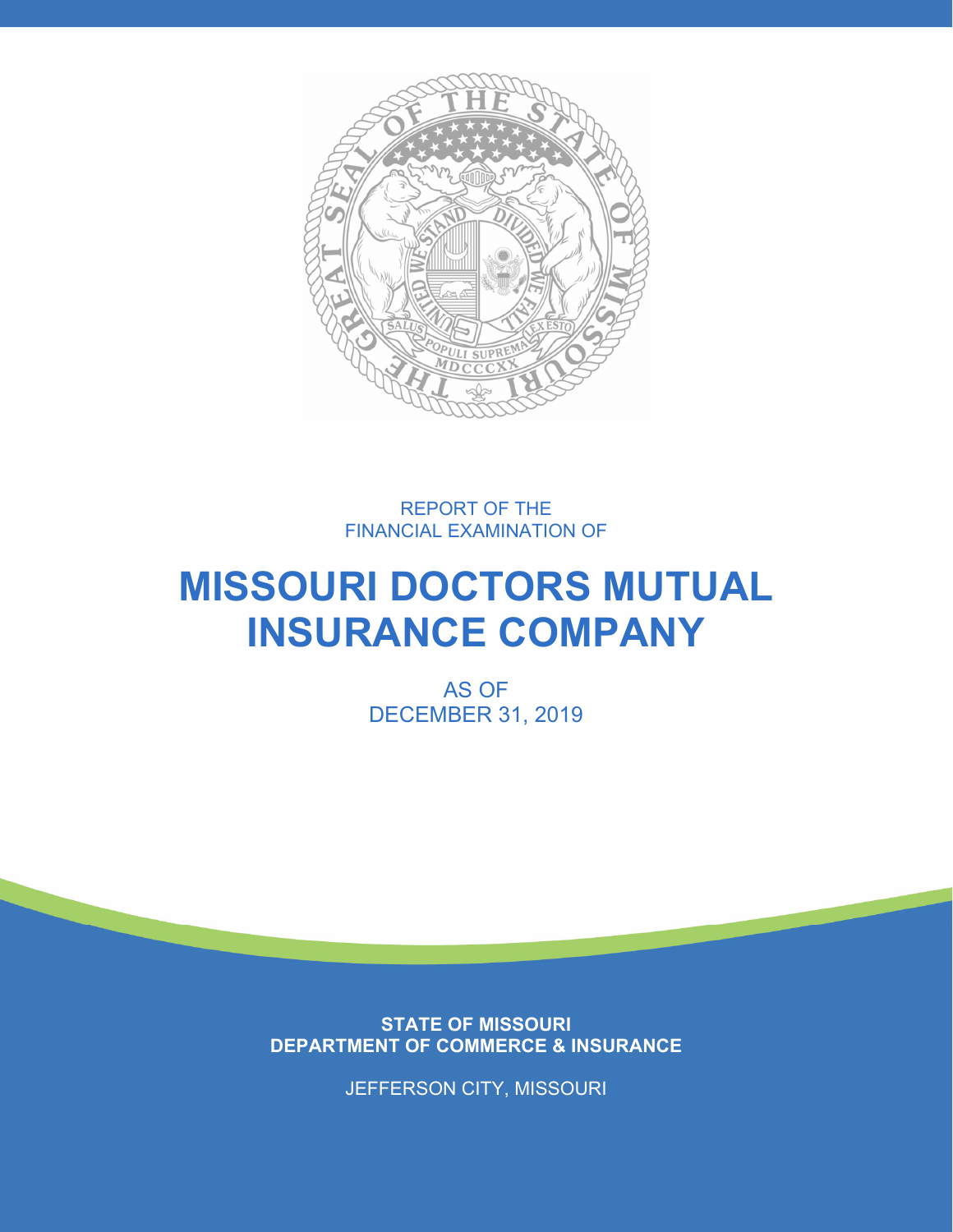REPORT OF THE
FINANCIAL EXAMINATION OF

# MISSOURI DOCTORS MUTUAL INSURANCE COMPANY

AS OF
DECEMBER 31, 2019

**STATE OF MISSOURI**
**DEPARTMENT OF COMMERCE & INSURANCE**

JEFFERSON CITY, MISSOURI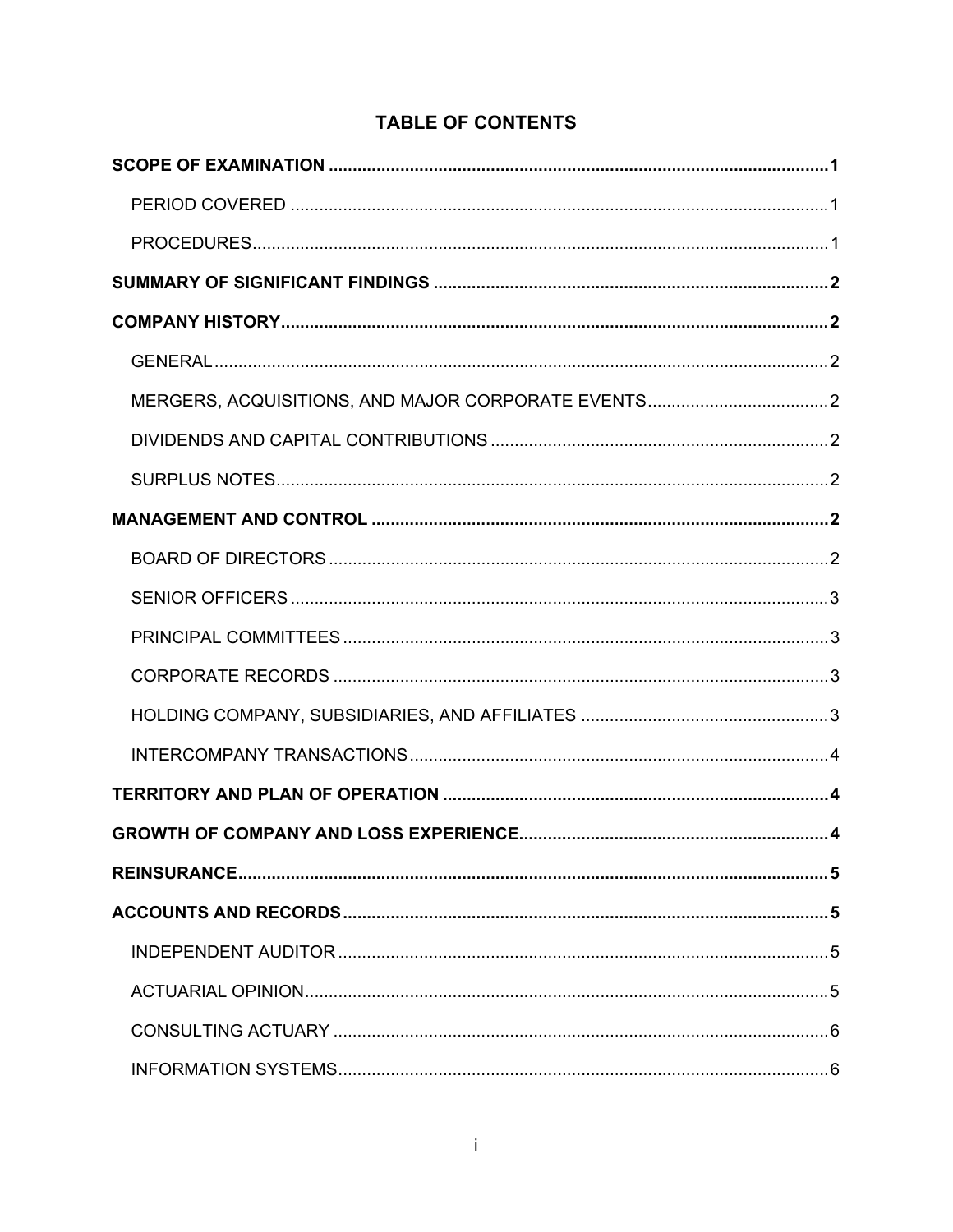# TABLE OF CONTENTS

**SCOPE OF EXAMINATION** .......... **1**

- PERIOD COVERED .......... 1
- PROCEDURES .......... 1

**SUMMARY OF SIGNIFICANT FINDINGS** .......... **2**

**COMPANY HISTORY** .......... **2**

- GENERAL .......... 2
- MERGERS, ACQUISITIONS, AND MAJOR CORPORATE EVENTS .......... 2
- DIVIDENDS AND CAPITAL CONTRIBUTIONS .......... 2
- SURPLUS NOTES .......... 2

**MANAGEMENT AND CONTROL** .......... **2**

- BOARD OF DIRECTORS .......... 2
- SENIOR OFFICERS .......... 3
- PRINCIPAL COMMITTEES .......... 3
- CORPORATE RECORDS .......... 3
- HOLDING COMPANY, SUBSIDIARIES, AND AFFILIATES .......... 3
- INTERCOMPANY TRANSACTIONS .......... 4

**TERRITORY AND PLAN OF OPERATION** .......... **4**

**GROWTH OF COMPANY AND LOSS EXPERIENCE** .......... **4**

**REINSURANCE** .......... **5**

**ACCOUNTS AND RECORDS** .......... **5**

- INDEPENDENT AUDITOR .......... 5
- ACTUARIAL OPINION .......... 5
- CONSULTING ACTUARY .......... 6
- INFORMATION SYSTEMS .......... 6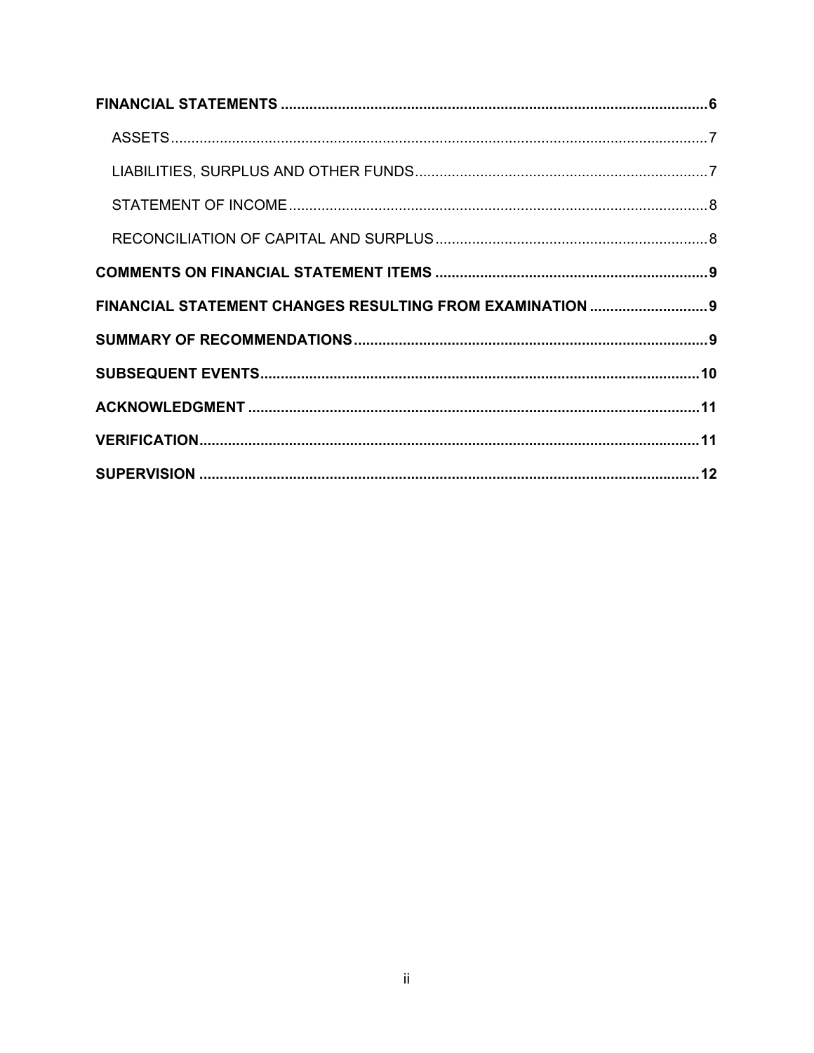**FINANCIAL STATEMENTS** .......................................................................................................... **6**

ASSETS ........................................................................................................................................ 7

LIABILITIES, SURPLUS AND OTHER FUNDS ........................................................................ 7

STATEMENT OF INCOME ........................................................................................................ 8

RECONCILIATION OF CAPITAL AND SURPLUS ................................................................... 8

**COMMENTS ON FINANCIAL STATEMENT ITEMS** .................................................................... **9**

**FINANCIAL STATEMENT CHANGES RESULTING FROM EXAMINATION** ............................. **9**

**SUMMARY OF RECOMMENDATIONS** ........................................................................................ **9**

**SUBSEQUENT EVENTS** ............................................................................................................ **10**

**ACKNOWLEDGMENT** ................................................................................................................ **11**

**VERIFICATION** ........................................................................................................................... **11**

**SUPERVISION** ............................................................................................................................ **12**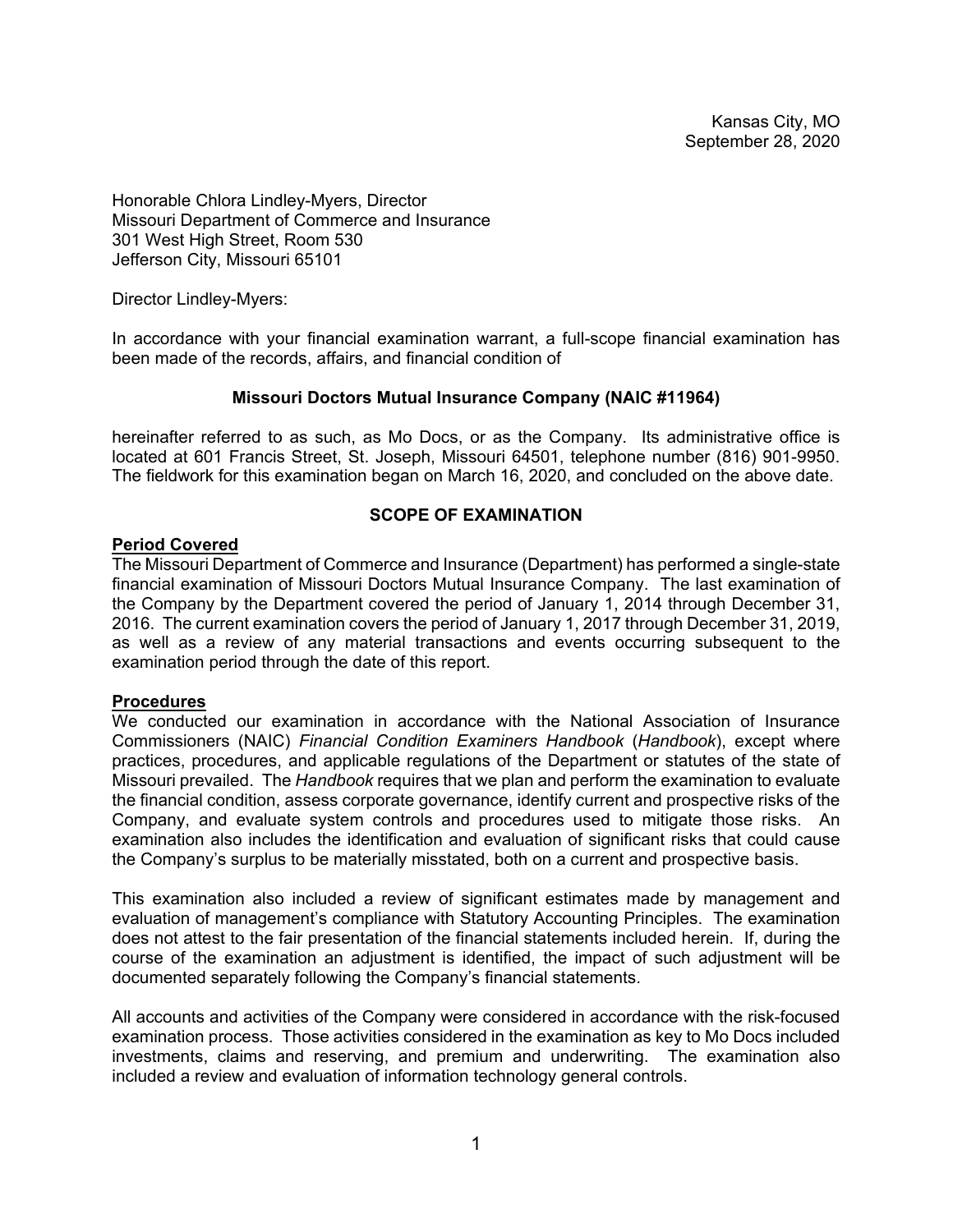Kansas City, MO
September 28, 2020

Honorable Chlora Lindley-Myers, Director
Missouri Department of Commerce and Insurance
301 West High Street, Room 530
Jefferson City, Missouri 65101

Director Lindley-Myers:

In accordance with your financial examination warrant, a full-scope financial examination has been made of the records, affairs, and financial condition of

**Missouri Doctors Mutual Insurance Company (NAIC #11964)**

hereinafter referred to as such, as Mo Docs, or as the Company. Its administrative office is located at 601 Francis Street, St. Joseph, Missouri 64501, telephone number (816) 901-9950. The fieldwork for this examination began on March 16, 2020, and concluded on the above date.

## SCOPE OF EXAMINATION

### Period Covered

The Missouri Department of Commerce and Insurance (Department) has performed a single-state financial examination of Missouri Doctors Mutual Insurance Company. The last examination of the Company by the Department covered the period of January 1, 2014 through December 31, 2016. The current examination covers the period of January 1, 2017 through December 31, 2019, as well as a review of any material transactions and events occurring subsequent to the examination period through the date of this report.

### Procedures

We conducted our examination in accordance with the National Association of Insurance Commissioners (NAIC) *Financial Condition Examiners Handbook* (*Handbook*), except where practices, procedures, and applicable regulations of the Department or statutes of the state of Missouri prevailed. The *Handbook* requires that we plan and perform the examination to evaluate the financial condition, assess corporate governance, identify current and prospective risks of the Company, and evaluate system controls and procedures used to mitigate those risks. An examination also includes the identification and evaluation of significant risks that could cause the Company's surplus to be materially misstated, both on a current and prospective basis.

This examination also included a review of significant estimates made by management and evaluation of management's compliance with Statutory Accounting Principles. The examination does not attest to the fair presentation of the financial statements included herein. If, during the course of the examination an adjustment is identified, the impact of such adjustment will be documented separately following the Company's financial statements.

All accounts and activities of the Company were considered in accordance with the risk-focused examination process. Those activities considered in the examination as key to Mo Docs included investments, claims and reserving, and premium and underwriting. The examination also included a review and evaluation of information technology general controls.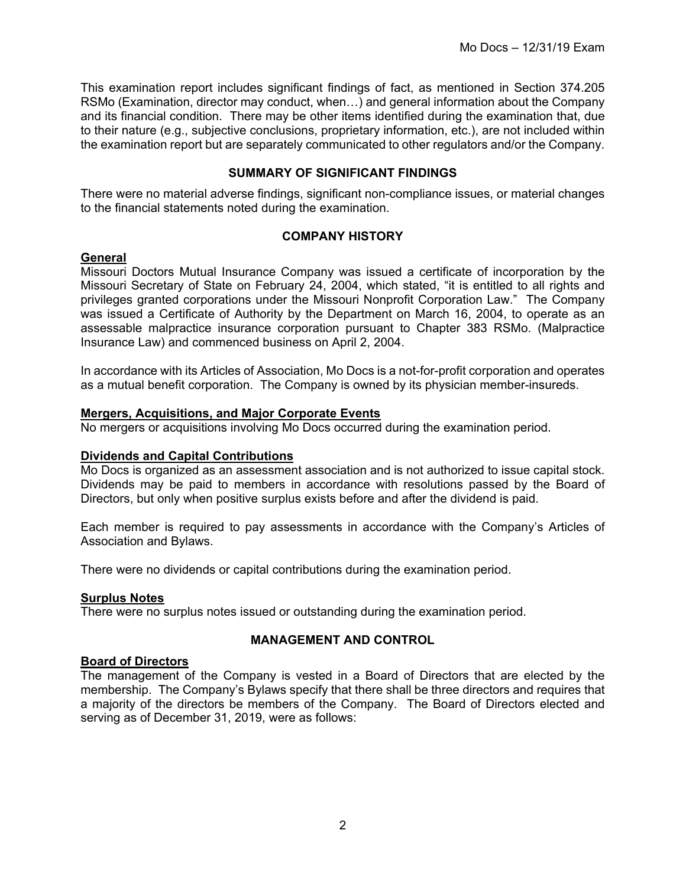This examination report includes significant findings of fact, as mentioned in Section 374.205 RSMo (Examination, director may conduct, when…) and general information about the Company and its financial condition. There may be other items identified during the examination that, due to their nature (e.g., subjective conclusions, proprietary information, etc.), are not included within the examination report but are separately communicated to other regulators and/or the Company.

## SUMMARY OF SIGNIFICANT FINDINGS

There were no material adverse findings, significant non-compliance issues, or material changes to the financial statements noted during the examination.

## COMPANY HISTORY

### General

Missouri Doctors Mutual Insurance Company was issued a certificate of incorporation by the Missouri Secretary of State on February 24, 2004, which stated, "it is entitled to all rights and privileges granted corporations under the Missouri Nonprofit Corporation Law." The Company was issued a Certificate of Authority by the Department on March 16, 2004, to operate as an assessable malpractice insurance corporation pursuant to Chapter 383 RSMo. (Malpractice Insurance Law) and commenced business on April 2, 2004.

In accordance with its Articles of Association, Mo Docs is a not-for-profit corporation and operates as a mutual benefit corporation. The Company is owned by its physician member-insureds.

### Mergers, Acquisitions, and Major Corporate Events

No mergers or acquisitions involving Mo Docs occurred during the examination period.

### Dividends and Capital Contributions

Mo Docs is organized as an assessment association and is not authorized to issue capital stock. Dividends may be paid to members in accordance with resolutions passed by the Board of Directors, but only when positive surplus exists before and after the dividend is paid.

Each member is required to pay assessments in accordance with the Company's Articles of Association and Bylaws.

There were no dividends or capital contributions during the examination period.

### Surplus Notes

There were no surplus notes issued or outstanding during the examination period.

## MANAGEMENT AND CONTROL

### Board of Directors

The management of the Company is vested in a Board of Directors that are elected by the membership. The Company's Bylaws specify that there shall be three directors and requires that a majority of the directors be members of the Company. The Board of Directors elected and serving as of December 31, 2019, were as follows: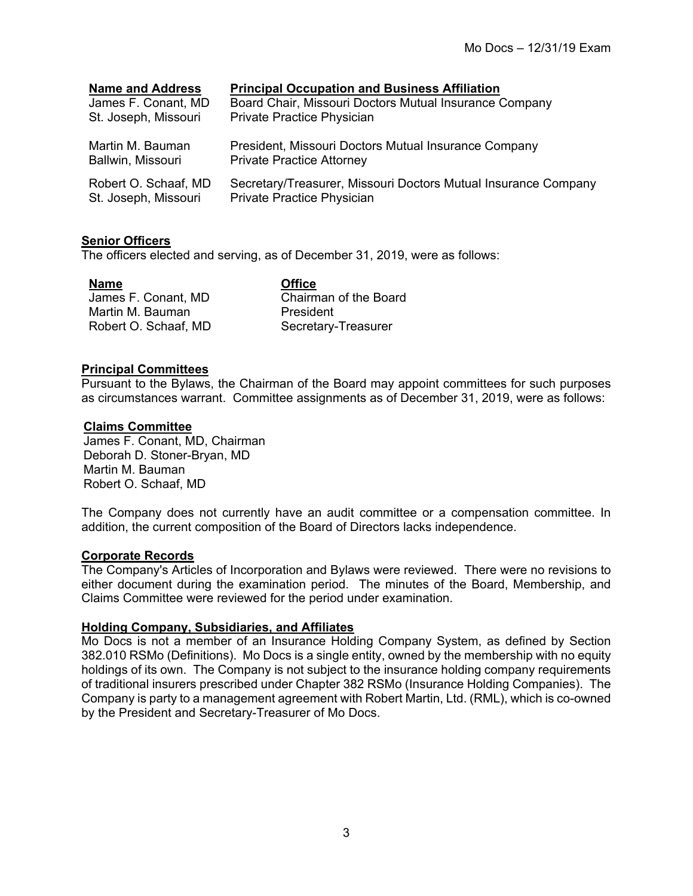| Name and Address | Principal Occupation and Business Affiliation |
|---|---|
| James F. Conant, MD<br>St. Joseph, Missouri | Board Chair, Missouri Doctors Mutual Insurance Company<br>Private Practice Physician |
| Martin M. Bauman<br>Ballwin, Missouri | President, Missouri Doctors Mutual Insurance Company<br>Private Practice Attorney |
| Robert O. Schaaf, MD<br>St. Joseph, Missouri | Secretary/Treasurer, Missouri Doctors Mutual Insurance Company<br>Private Practice Physician |

## Senior Officers

The officers elected and serving, as of December 31, 2019, were as follows:

| Name | Office |
|---|---|
| James F. Conant, MD | Chairman of the Board |
| Martin M. Bauman | President |
| Robert O. Schaaf, MD | Secretary-Treasurer |

## Principal Committees

Pursuant to the Bylaws, the Chairman of the Board may appoint committees for such purposes as circumstances warrant. Committee assignments as of December 31, 2019, were as follows:

**Claims Committee**
James F. Conant, MD, Chairman
Deborah D. Stoner-Bryan, MD
Martin M. Bauman
Robert O. Schaaf, MD

The Company does not currently have an audit committee or a compensation committee. In addition, the current composition of the Board of Directors lacks independence.

## Corporate Records

The Company's Articles of Incorporation and Bylaws were reviewed. There were no revisions to either document during the examination period. The minutes of the Board, Membership, and Claims Committee were reviewed for the period under examination.

## Holding Company, Subsidiaries, and Affiliates

Mo Docs is not a member of an Insurance Holding Company System, as defined by Section 382.010 RSMo (Definitions). Mo Docs is a single entity, owned by the membership with no equity holdings of its own. The Company is not subject to the insurance holding company requirements of traditional insurers prescribed under Chapter 382 RSMo (Insurance Holding Companies). The Company is party to a management agreement with Robert Martin, Ltd. (RML), which is co-owned by the President and Secretary-Treasurer of Mo Docs.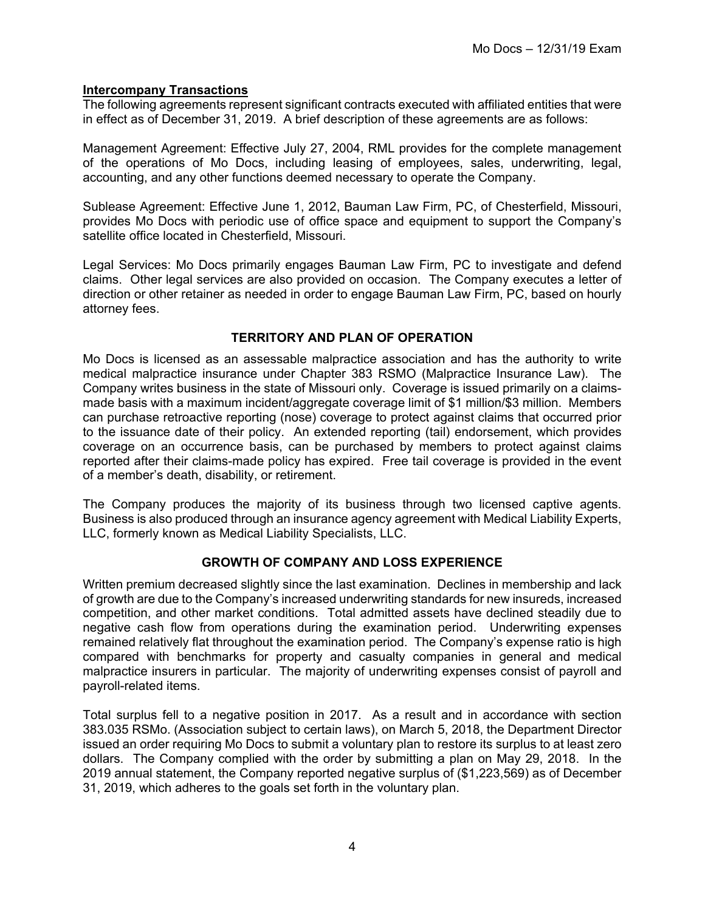**Intercompany Transactions**

The following agreements represent significant contracts executed with affiliated entities that were in effect as of December 31, 2019. A brief description of these agreements are as follows:

Management Agreement: Effective July 27, 2004, RML provides for the complete management of the operations of Mo Docs, including leasing of employees, sales, underwriting, legal, accounting, and any other functions deemed necessary to operate the Company.

Sublease Agreement: Effective June 1, 2012, Bauman Law Firm, PC, of Chesterfield, Missouri, provides Mo Docs with periodic use of office space and equipment to support the Company's satellite office located in Chesterfield, Missouri.

Legal Services: Mo Docs primarily engages Bauman Law Firm, PC to investigate and defend claims. Other legal services are also provided on occasion. The Company executes a letter of direction or other retainer as needed in order to engage Bauman Law Firm, PC, based on hourly attorney fees.

## TERRITORY AND PLAN OF OPERATION

Mo Docs is licensed as an assessable malpractice association and has the authority to write medical malpractice insurance under Chapter 383 RSMO (Malpractice Insurance Law). The Company writes business in the state of Missouri only. Coverage is issued primarily on a claims-made basis with a maximum incident/aggregate coverage limit of $1 million/$3 million. Members can purchase retroactive reporting (nose) coverage to protect against claims that occurred prior to the issuance date of their policy. An extended reporting (tail) endorsement, which provides coverage on an occurrence basis, can be purchased by members to protect against claims reported after their claims-made policy has expired. Free tail coverage is provided in the event of a member's death, disability, or retirement.

The Company produces the majority of its business through two licensed captive agents. Business is also produced through an insurance agency agreement with Medical Liability Experts, LLC, formerly known as Medical Liability Specialists, LLC.

## GROWTH OF COMPANY AND LOSS EXPERIENCE

Written premium decreased slightly since the last examination. Declines in membership and lack of growth are due to the Company's increased underwriting standards for new insureds, increased competition, and other market conditions. Total admitted assets have declined steadily due to negative cash flow from operations during the examination period. Underwriting expenses remained relatively flat throughout the examination period. The Company's expense ratio is high compared with benchmarks for property and casualty companies in general and medical malpractice insurers in particular. The majority of underwriting expenses consist of payroll and payroll-related items.

Total surplus fell to a negative position in 2017. As a result and in accordance with section 383.035 RSMo. (Association subject to certain laws), on March 5, 2018, the Department Director issued an order requiring Mo Docs to submit a voluntary plan to restore its surplus to at least zero dollars. The Company complied with the order by submitting a plan on May 29, 2018. In the 2019 annual statement, the Company reported negative surplus of ($1,223,569) as of December 31, 2019, which adheres to the goals set forth in the voluntary plan.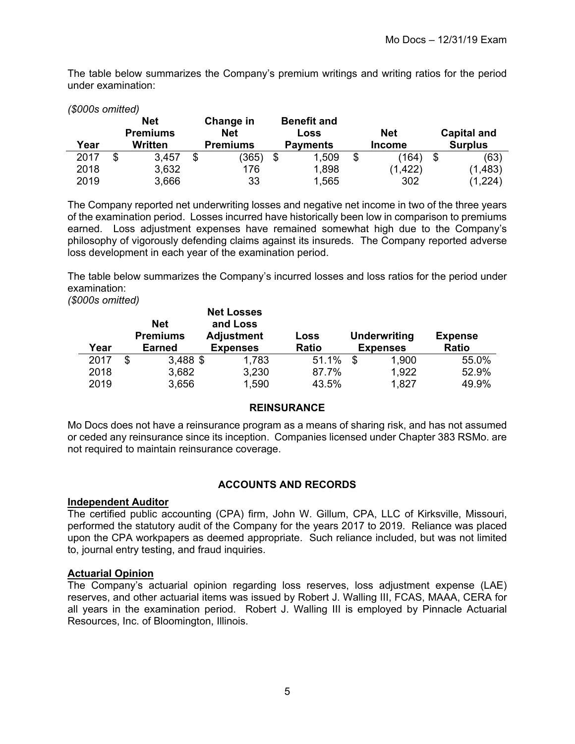The table below summarizes the Company's premium writings and writing ratios for the period under examination:

*($000s omitted)*

| Year | Net Premiums Written | Change in Net Premiums | Benefit and Loss Payments | Net Income | Capital and Surplus |
|---|---|---|---|---|---|
| 2017 | $ 3,457 | $ (365) | $ 1,509 | $ (164) | $ (63) |
| 2018 | 3,632 | 176 | 1,898 | (1,422) | (1,483) |
| 2019 | 3,666 | 33 | 1,565 | 302 | (1,224) |

The Company reported net underwriting losses and negative net income in two of the three years of the examination period. Losses incurred have historically been low in comparison to premiums earned. Loss adjustment expenses have remained somewhat high due to the Company's philosophy of vigorously defending claims against its insureds. The Company reported adverse loss development in each year of the examination period.

The table below summarizes the Company's incurred losses and loss ratios for the period under examination:

*($000s omitted)*

| Year | Net Premiums Earned | Net Losses and Loss Adjustment Expenses | Loss Ratio | Underwriting Expenses | Expense Ratio |
|---|---|---|---|---|---|
| 2017 | $ 3,488 | $ 1,783 | 51.1% | $ 1,900 | 55.0% |
| 2018 | 3,682 | 3,230 | 87.7% | 1,922 | 52.9% |
| 2019 | 3,656 | 1,590 | 43.5% | 1,827 | 49.9% |

## REINSURANCE

Mo Docs does not have a reinsurance program as a means of sharing risk, and has not assumed or ceded any reinsurance since its inception. Companies licensed under Chapter 383 RSMo. are not required to maintain reinsurance coverage.

## ACCOUNTS AND RECORDS

### Independent Auditor

The certified public accounting (CPA) firm, John W. Gillum, CPA, LLC of Kirksville, Missouri, performed the statutory audit of the Company for the years 2017 to 2019. Reliance was placed upon the CPA workpapers as deemed appropriate. Such reliance included, but was not limited to, journal entry testing, and fraud inquiries.

### Actuarial Opinion

The Company's actuarial opinion regarding loss reserves, loss adjustment expense (LAE) reserves, and other actuarial items was issued by Robert J. Walling III, FCAS, MAAA, CERA for all years in the examination period. Robert J. Walling III is employed by Pinnacle Actuarial Resources, Inc. of Bloomington, Illinois.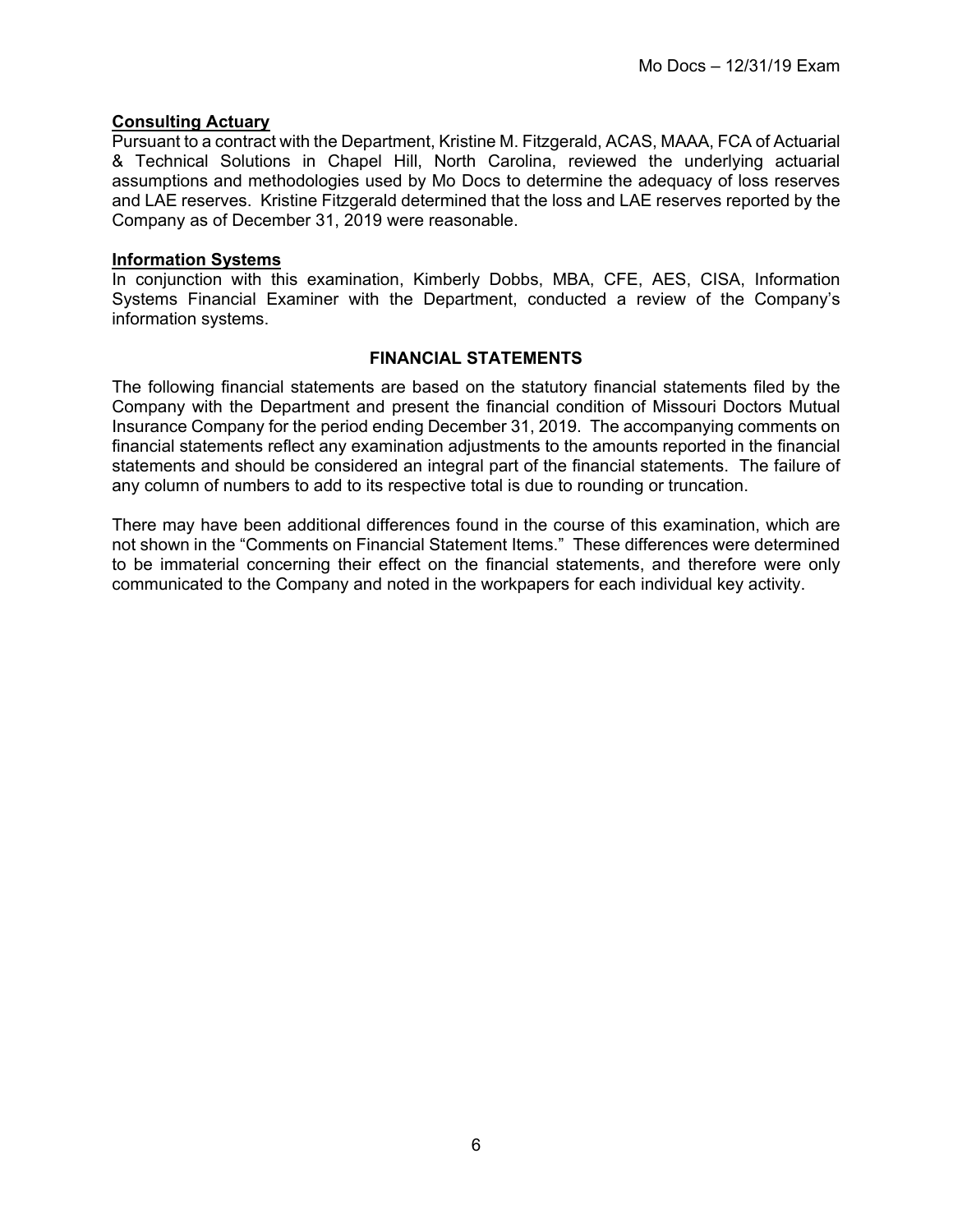**Consulting Actuary**

Pursuant to a contract with the Department, Kristine M. Fitzgerald, ACAS, MAAA, FCA of Actuarial & Technical Solutions in Chapel Hill, North Carolina, reviewed the underlying actuarial assumptions and methodologies used by Mo Docs to determine the adequacy of loss reserves and LAE reserves. Kristine Fitzgerald determined that the loss and LAE reserves reported by the Company as of December 31, 2019 were reasonable.

**Information Systems**

In conjunction with this examination, Kimberly Dobbs, MBA, CFE, AES, CISA, Information Systems Financial Examiner with the Department, conducted a review of the Company's information systems.

## FINANCIAL STATEMENTS

The following financial statements are based on the statutory financial statements filed by the Company with the Department and present the financial condition of Missouri Doctors Mutual Insurance Company for the period ending December 31, 2019. The accompanying comments on financial statements reflect any examination adjustments to the amounts reported in the financial statements and should be considered an integral part of the financial statements. The failure of any column of numbers to add to its respective total is due to rounding or truncation.

There may have been additional differences found in the course of this examination, which are not shown in the "Comments on Financial Statement Items." These differences were determined to be immaterial concerning their effect on the financial statements, and therefore were only communicated to the Company and noted in the workpapers for each individual key activity.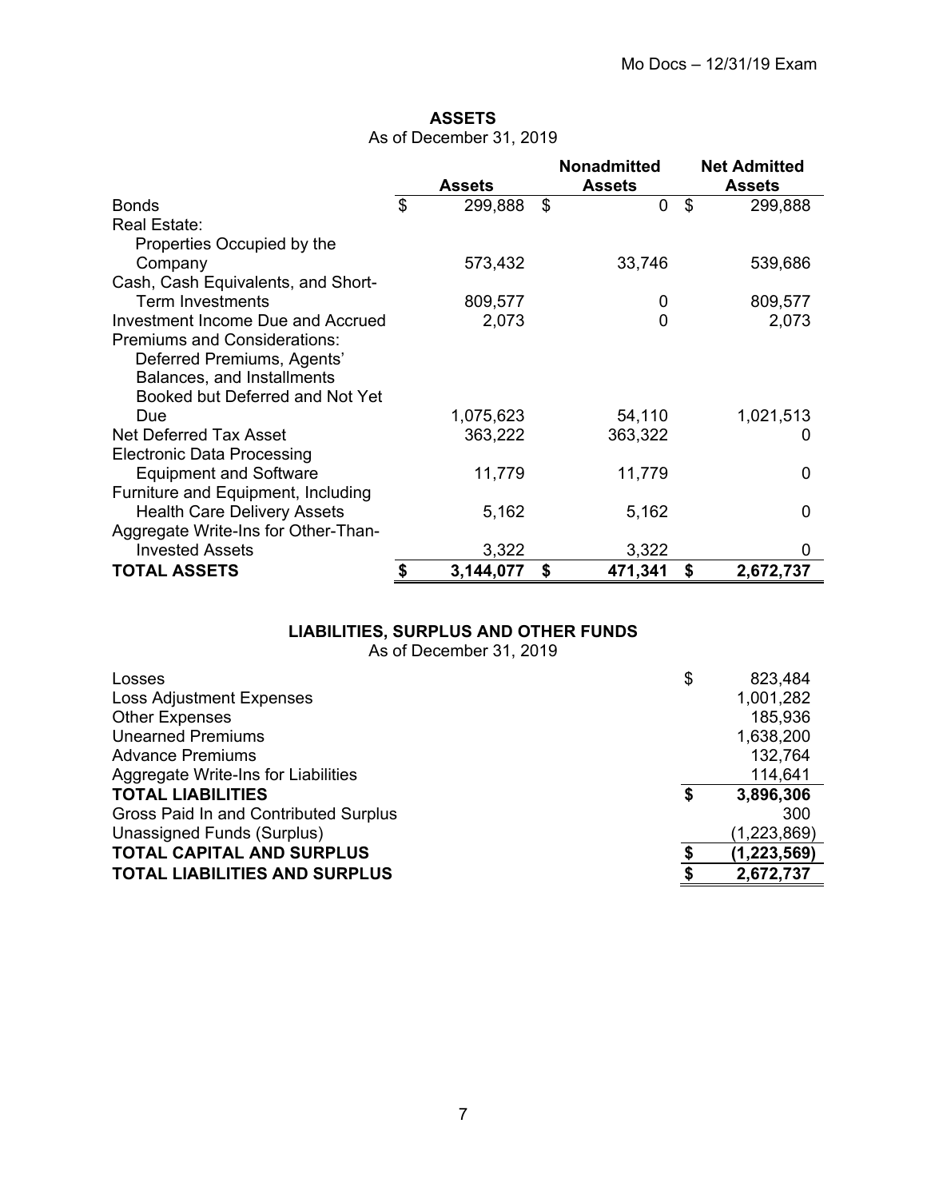**ASSETS**
As of December 31, 2019

| | Assets | Nonadmitted Assets | Net Admitted Assets |
|---|---|---|---|
| Bonds | $ 299,888 | $ 0 | $ 299,888 |
| Real Estate: | | | |
| Properties Occupied by the Company | 573,432 | 33,746 | 539,686 |
| Cash, Cash Equivalents, and Short-Term Investments | 809,577 | 0 | 809,577 |
| Investment Income Due and Accrued | 2,073 | 0 | 2,073 |
| Premiums and Considerations: | | | |
| Deferred Premiums, Agents' Balances, and Installments Booked but Deferred and Not Yet Due | 1,075,623 | 54,110 | 1,021,513 |
| Net Deferred Tax Asset | 363,222 | 363,322 | 0 |
| Electronic Data Processing Equipment and Software | 11,779 | 11,779 | 0 |
| Furniture and Equipment, Including Health Care Delivery Assets | 5,162 | 5,162 | 0 |
| Aggregate Write-Ins for Other-Than-Invested Assets | 3,322 | 3,322 | 0 |
| **TOTAL ASSETS** | **$ 3,144,077** | **$ 471,341** | **$ 2,672,737** |

**LIABILITIES, SURPLUS AND OTHER FUNDS**
As of December 31, 2019

| | |
|---|---|
| Losses | $ 823,484 |
| Loss Adjustment Expenses | 1,001,282 |
| Other Expenses | 185,936 |
| Unearned Premiums | 1,638,200 |
| Advance Premiums | 132,764 |
| Aggregate Write-Ins for Liabilities | 114,641 |
| **TOTAL LIABILITIES** | **$ 3,896,306** |
| Gross Paid In and Contributed Surplus | 300 |
| Unassigned Funds (Surplus) | (1,223,869) |
| **TOTAL CAPITAL AND SURPLUS** | **$ (1,223,569)** |
| **TOTAL LIABILITIES AND SURPLUS** | **$ 2,672,737** |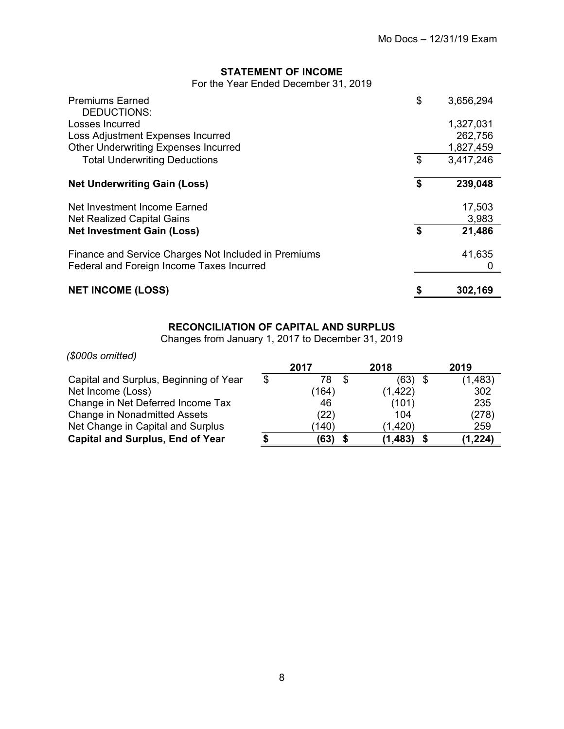## STATEMENT OF INCOME

For the Year Ended December 31, 2019

| | |
|---|---|
| Premiums Earned | $ 3,656,294 |
| DEDUCTIONS: | |
| Losses Incurred | 1,327,031 |
| Loss Adjustment Expenses Incurred | 262,756 |
| Other Underwriting Expenses Incurred | 1,827,459 |
| Total Underwriting Deductions | $ 3,417,246 |
| **Net Underwriting Gain (Loss)** | **$ 239,048** |
| Net Investment Income Earned | 17,503 |
| Net Realized Capital Gains | 3,983 |
| **Net Investment Gain (Loss)** | **$ 21,486** |
| Finance and Service Charges Not Included in Premiums | 41,635 |
| Federal and Foreign Income Taxes Incurred | 0 |
| **NET INCOME (LOSS)** | **$ 302,169** |

## RECONCILIATION OF CAPITAL AND SURPLUS

Changes from January 1, 2017 to December 31, 2019

*($000s omitted)*

| | 2017 | 2018 | 2019 |
|---|---|---|---|
| Capital and Surplus, Beginning of Year | $ 78 | $ (63) | $ (1,483) |
| Net Income (Loss) | (164) | (1,422) | 302 |
| Change in Net Deferred Income Tax | 46 | (101) | 235 |
| Change in Nonadmitted Assets | (22) | 104 | (278) |
| Net Change in Capital and Surplus | (140) | (1,420) | 259 |
| **Capital and Surplus, End of Year** | **$ (63)** | **$ (1,483)** | **$ (1,224)** |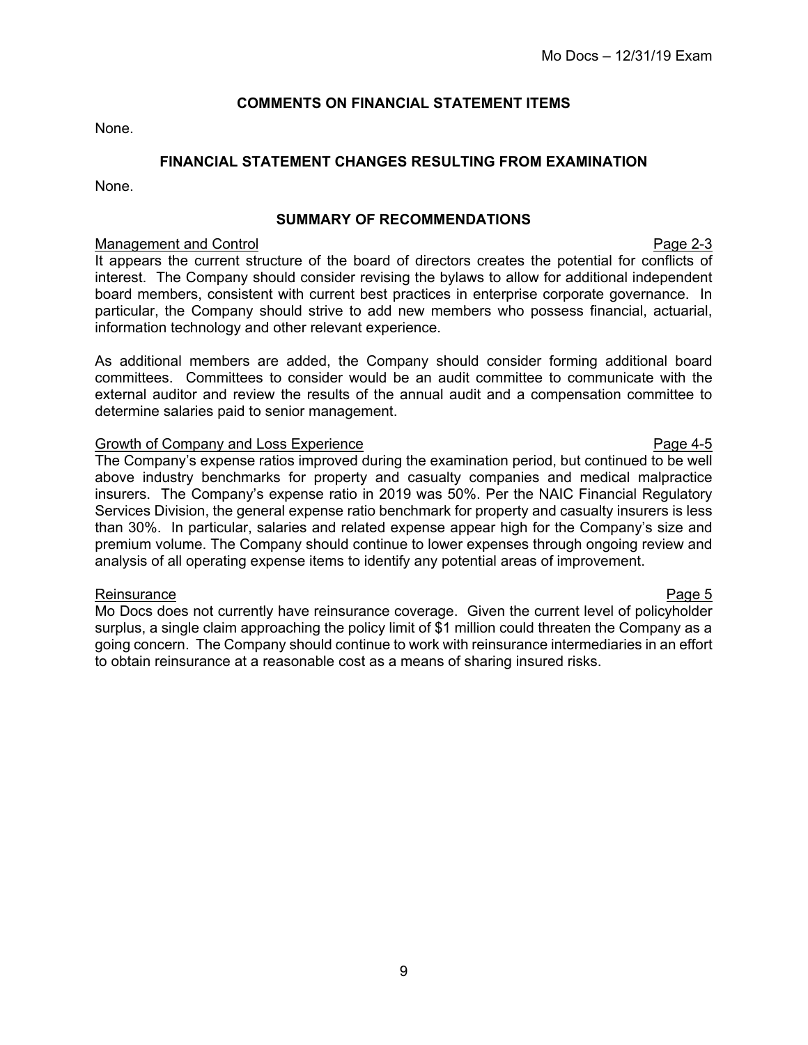## COMMENTS ON FINANCIAL STATEMENT ITEMS

None.

## FINANCIAL STATEMENT CHANGES RESULTING FROM EXAMINATION

None.

## SUMMARY OF RECOMMENDATIONS

Management and Control Page 2-3

It appears the current structure of the board of directors creates the potential for conflicts of interest. The Company should consider revising the bylaws to allow for additional independent board members, consistent with current best practices in enterprise corporate governance. In particular, the Company should strive to add new members who possess financial, actuarial, information technology and other relevant experience.

As additional members are added, the Company should consider forming additional board committees. Committees to consider would be an audit committee to communicate with the external auditor and review the results of the annual audit and a compensation committee to determine salaries paid to senior management.

Growth of Company and Loss Experience Page 4-5

The Company's expense ratios improved during the examination period, but continued to be well above industry benchmarks for property and casualty companies and medical malpractice insurers. The Company's expense ratio in 2019 was 50%. Per the NAIC Financial Regulatory Services Division, the general expense ratio benchmark for property and casualty insurers is less than 30%. In particular, salaries and related expense appear high for the Company's size and premium volume. The Company should continue to lower expenses through ongoing review and analysis of all operating expense items to identify any potential areas of improvement.

Reinsurance Page 5

Mo Docs does not currently have reinsurance coverage. Given the current level of policyholder surplus, a single claim approaching the policy limit of $1 million could threaten the Company as a going concern. The Company should continue to work with reinsurance intermediaries in an effort to obtain reinsurance at a reasonable cost as a means of sharing insured risks.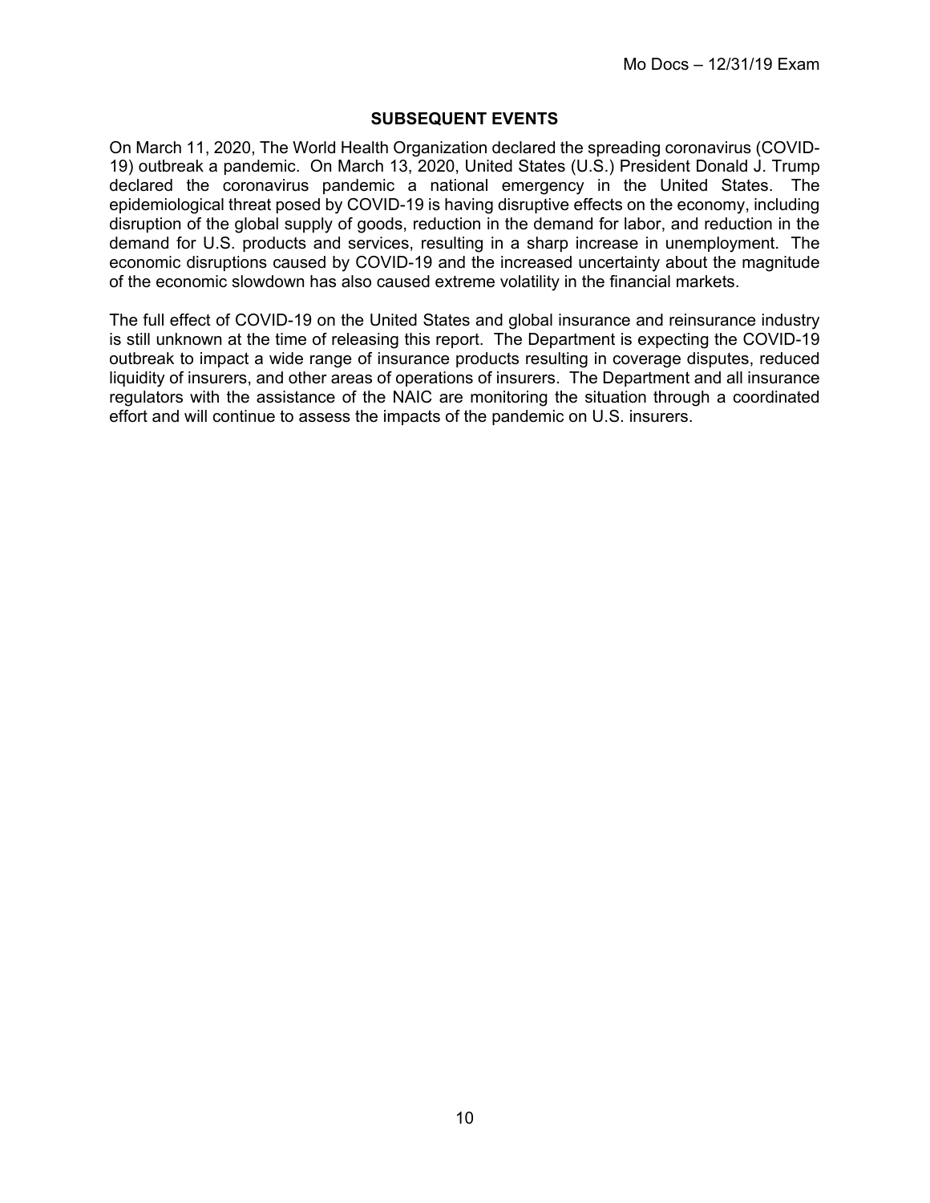## SUBSEQUENT EVENTS

On March 11, 2020, The World Health Organization declared the spreading coronavirus (COVID-19) outbreak a pandemic. On March 13, 2020, United States (U.S.) President Donald J. Trump declared the coronavirus pandemic a national emergency in the United States. The epidemiological threat posed by COVID-19 is having disruptive effects on the economy, including disruption of the global supply of goods, reduction in the demand for labor, and reduction in the demand for U.S. products and services, resulting in a sharp increase in unemployment. The economic disruptions caused by COVID-19 and the increased uncertainty about the magnitude of the economic slowdown has also caused extreme volatility in the financial markets.

The full effect of COVID-19 on the United States and global insurance and reinsurance industry is still unknown at the time of releasing this report. The Department is expecting the COVID-19 outbreak to impact a wide range of insurance products resulting in coverage disputes, reduced liquidity of insurers, and other areas of operations of insurers. The Department and all insurance regulators with the assistance of the NAIC are monitoring the situation through a coordinated effort and will continue to assess the impacts of the pandemic on U.S. insurers.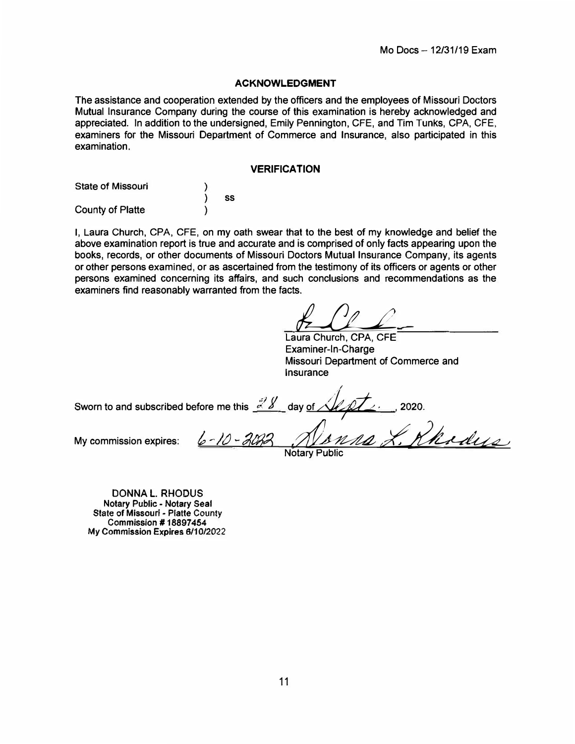## ACKNOWLEDGMENT

The assistance and cooperation extended by the officers and the employees of Missouri Doctors Mutual Insurance Company during the course of this examination is hereby acknowledged and appreciated. In addition to the undersigned, Emily Pennington, CFE, and Tim Tunks, CPA, CFE, examiners for the Missouri Department of Commerce and Insurance, also participated in this examination.

## VERIFICATION

State of Missouri )
) ss
County of Platte )

I, Laura Church, CPA, CFE, on my oath swear that to the best of my knowledge and belief the above examination report is true and accurate and is comprised of only facts appearing upon the books, records, or other documents of Missouri Doctors Mutual Insurance Company, its agents or other persons examined, or as ascertained from the testimony of its officers or agents or other persons examined concerning its affairs, and such conclusions and recommendations as the examiners find reasonably warranted from the facts.

Laura Church, CPA, CFE
Examiner-In-Charge
Missouri Department of Commerce and Insurance

Sworn to and subscribed before me this 28 day of Sept., 2020.

My commission expires: 6-10-2022

Notary Public

DONNA L. RHODUS
Notary Public - Notary Seal
State of Missouri - Platte County
Commission # 18897454
My Commission Expires 6/10/2022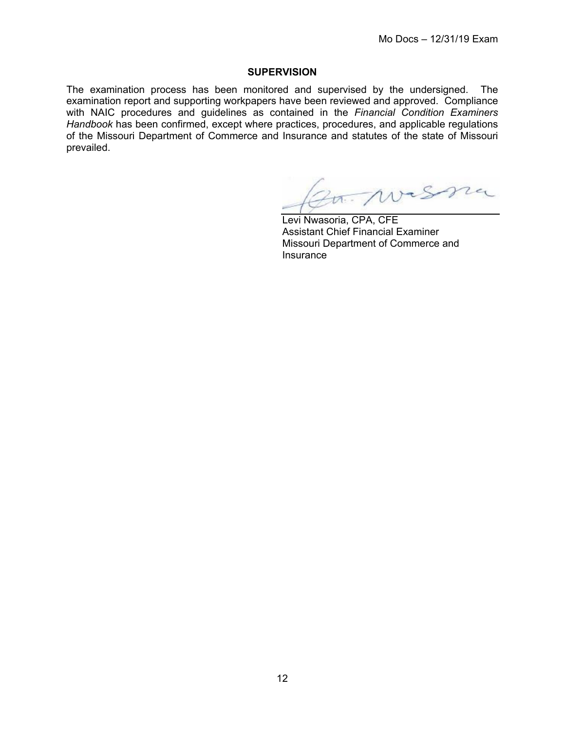## SUPERVISION

The examination process has been monitored and supervised by the undersigned. The examination report and supporting workpapers have been reviewed and approved. Compliance with NAIC procedures and guidelines as contained in the *Financial Condition Examiners Handbook* has been confirmed, except where practices, procedures, and applicable regulations of the Missouri Department of Commerce and Insurance and statutes of the state of Missouri prevailed.

Levi Nwasoria, CPA, CFE
Assistant Chief Financial Examiner
Missouri Department of Commerce and Insurance